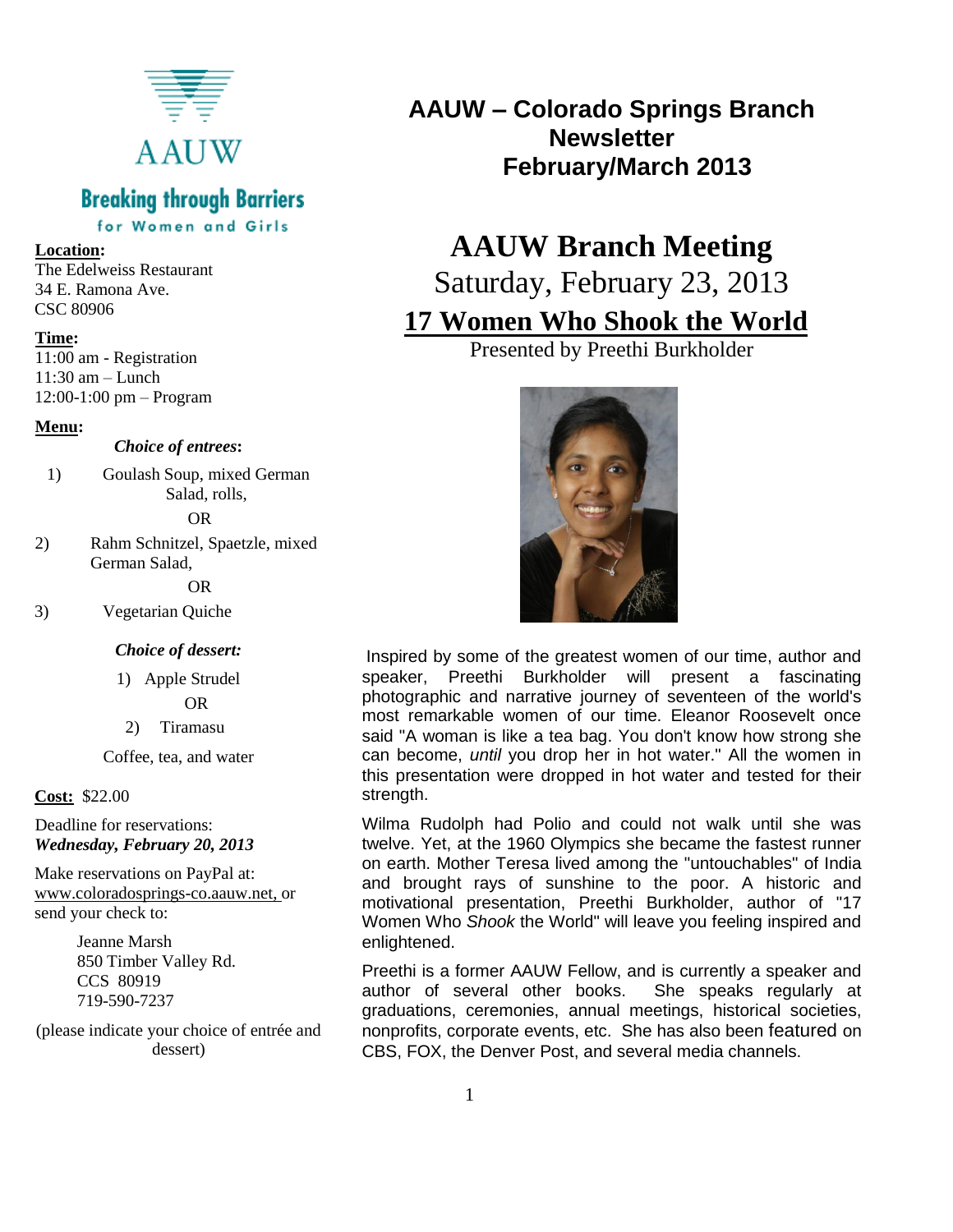# AAUW – Colorado Springs Branch Newsletter February/March 2013

AAUW

**Breaking through Barriers**
for Women and Girls

**Location:**
The Edelweiss Restaurant
34 E. Ramona Ave.
CSC 80906

**Time:**
11:00 am - Registration
11:30 am – Lunch
12:00-1:00 pm – Program

**Menu:**

***Choice of entrees:***

1) Goulash Soup, mixed German Salad, rolls,

   OR

2) Rahm Schnitzel, Spaetzle, mixed German Salad,

   OR

3) Vegetarian Quiche

***Choice of dessert:***

1) Apple Strudel

   OR

2) Tiramasu

Coffee, tea, and water

**Cost:** $22.00

Deadline for reservations: ***Wednesday, February 20, 2013***

Make reservations on PayPal at: www.coloradosprings-co.aauw.net, or send your check to:

Jeanne Marsh
850 Timber Valley Rd.
CCS 80919
719-590-7237

(please indicate your choice of entrée and dessert)

## AAUW Branch Meeting

Saturday, February 23, 2013

## 17 Women Who Shook the World

Presented by Preethi Burkholder

Inspired by some of the greatest women of our time, author and speaker, Preethi Burkholder will present a fascinating photographic and narrative journey of seventeen of the world's most remarkable women of our time. Eleanor Roosevelt once said "A woman is like a tea bag. You don't know how strong she can become, *until* you drop her in hot water." All the women in this presentation were dropped in hot water and tested for their strength.

Wilma Rudolph had Polio and could not walk until she was twelve. Yet, at the 1960 Olympics she became the fastest runner on earth. Mother Teresa lived among the "untouchables" of India and brought rays of sunshine to the poor. A historic and motivational presentation, Preethi Burkholder, author of "17 Women Who *Shook* the World" will leave you feeling inspired and enlightened.

Preethi is a former AAUW Fellow, and is currently a speaker and author of several other books. She speaks regularly at graduations, ceremonies, annual meetings, historical societies, nonprofits, corporate events, etc. She has also been featured on CBS, FOX, the Denver Post, and several media channels.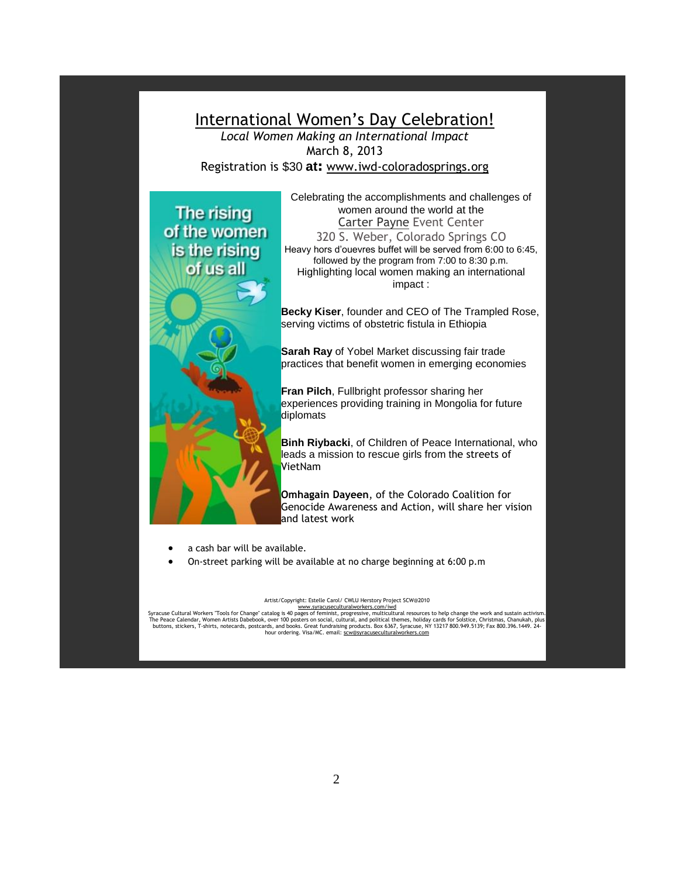# International Women's Day Celebration!

*Local Women Making an International Impact*

March 8, 2013

Registration is $30 **at:** www.iwd-coloradosprings.org

The rising of the women is the rising of us all

Celebrating the accomplishments and challenges of women around the world at the Carter Payne Event Center

320 S. Weber, Colorado Springs CO

Heavy hors d'ouevres buffet will be served from 6:00 to 6:45, followed by the program from 7:00 to 8:30 p.m.

Highlighting local women making an international impact :

**Becky Kiser**, founder and CEO of The Trampled Rose, serving victims of obstetric fistula in Ethiopia

**Sarah Ray** of Yobel Market discussing fair trade practices that benefit women in emerging economies

**Fran Pilch**, Fullbright professor sharing her experiences providing training in Mongolia for future diplomats

**Binh Riybacki**, of Children of Peace International, who leads a mission to rescue girls from the streets of VietNam

**Omhagain Dayeen**, of the Colorado Coalition for Genocide Awareness and Action, will share her vision and latest work

- a cash bar will be available.
- On-street parking will be available at no charge beginning at 6:00 p.m

Artist/Copyright: Estelle Carol/ CWLU Herstory Project SCW@2010
www.syracuseculturalworkers.com/iwd
Syracuse Cultural Workers "Tools for Change" catalog is 40 pages of feminist, progressive, multicultural resources to help change the work and sustain activism. The Peace Calendar, Women Artists Datebook, over 100 posters on social, cultural, and political themes, holiday cards for Solstice, Christmas, Chanukah, plus buttons, stickers, T-shirts, notecards, postcards, and books. Great fundraising products. Box 6367, Syracuse, NY 13217 800.949.5139; Fax 800.396.1449. 24-hour ordering. Visa/MC. email: scw@syracuseculturalworkers.com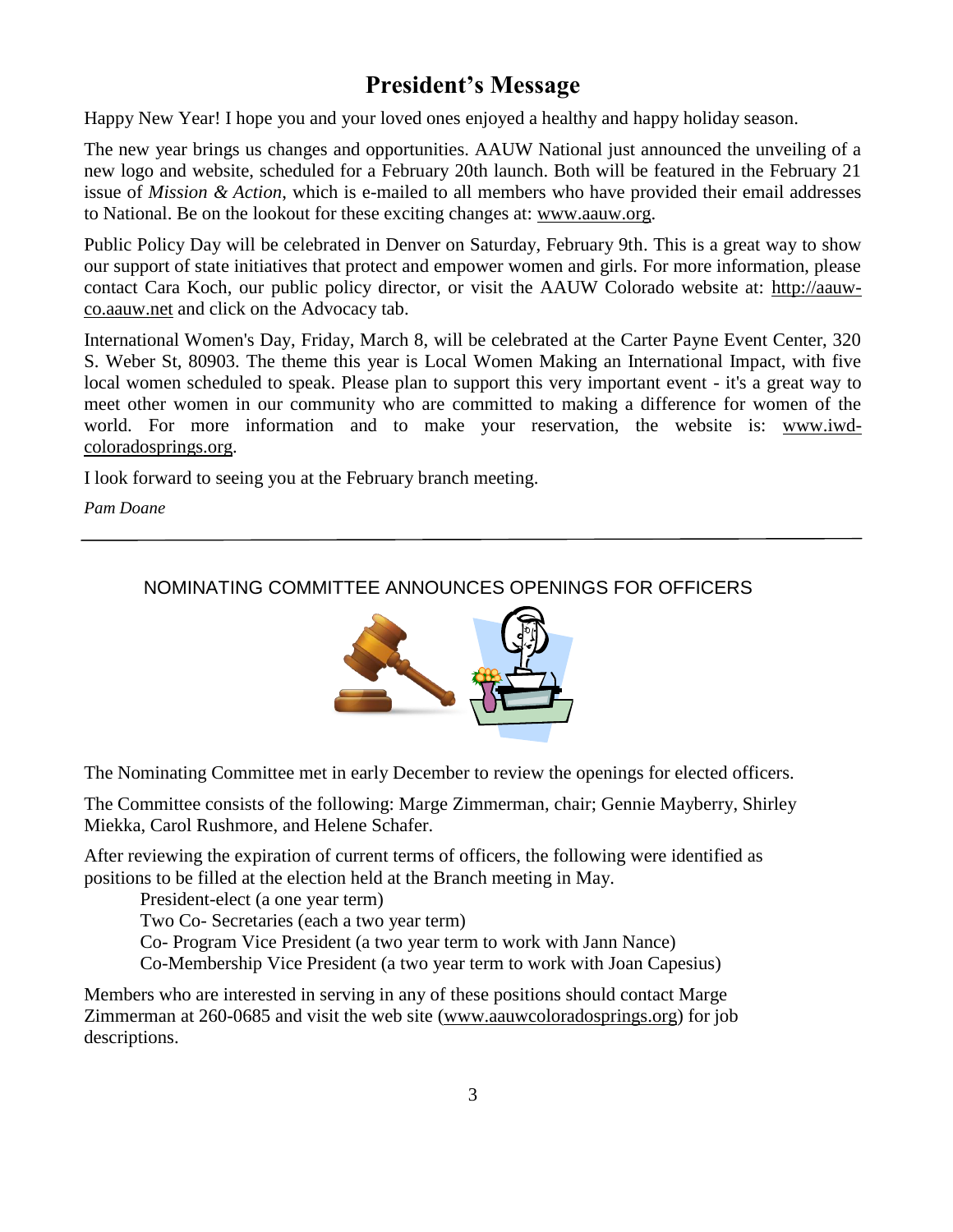# President's Message

Happy New Year! I hope you and your loved ones enjoyed a healthy and happy holiday season.

The new year brings us changes and opportunities. AAUW National just announced the unveiling of a new logo and website, scheduled for a February 20th launch. Both will be featured in the February 21 issue of *Mission & Action*, which is e-mailed to all members who have provided their email addresses to National. Be on the lookout for these exciting changes at: www.aauw.org.

Public Policy Day will be celebrated in Denver on Saturday, February 9th. This is a great way to show our support of state initiatives that protect and empower women and girls. For more information, please contact Cara Koch, our public policy director, or visit the AAUW Colorado website at: http://aauw-co.aauw.net and click on the Advocacy tab.

International Women's Day, Friday, March 8, will be celebrated at the Carter Payne Event Center, 320 S. Weber St, 80903. The theme this year is Local Women Making an International Impact, with five local women scheduled to speak. Please plan to support this very important event - it's a great way to meet other women in our community who are committed to making a difference for women of the world. For more information and to make your reservation, the website is: www.iwd-coloradosprings.org.

I look forward to seeing you at the February branch meeting.

*Pam Doane*

---

## NOMINATING COMMITTEE ANNOUNCES OPENINGS FOR OFFICERS

The Nominating Committee met in early December to review the openings for elected officers.

The Committee consists of the following: Marge Zimmerman, chair; Gennie Mayberry, Shirley Miekka, Carol Rushmore, and Helene Schafer.

After reviewing the expiration of current terms of officers, the following were identified as positions to be filled at the election held at the Branch meeting in May.

- President-elect (a one year term)
- Two Co- Secretaries (each a two year term)
- Co- Program Vice President (a two year term to work with Jann Nance)
- Co-Membership Vice President (a two year term to work with Joan Capesius)

Members who are interested in serving in any of these positions should contact Marge Zimmerman at 260-0685 and visit the web site (www.aauwcoloradosprings.org) for job descriptions.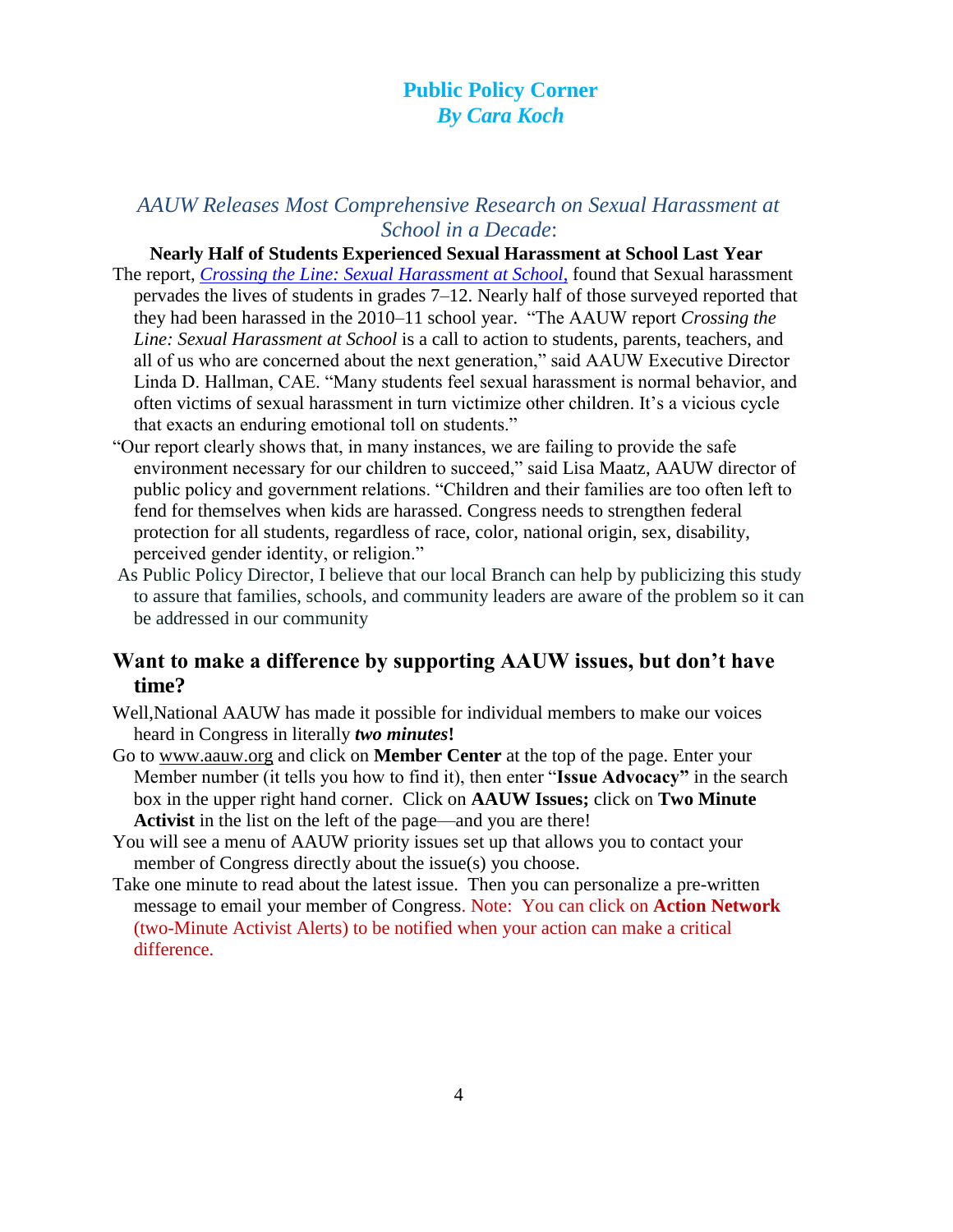# Public Policy Corner
### *By Cara Koch*

## *AAUW Releases Most Comprehensive Research on Sexual Harassment at School in a Decade*:

**Nearly Half of Students Experienced Sexual Harassment at School Last Year**

The report, *Crossing the Line: Sexual Harassment at School,* found that Sexual harassment pervades the lives of students in grades 7–12. Nearly half of those surveyed reported that they had been harassed in the 2010–11 school year. "The AAUW report *Crossing the Line: Sexual Harassment at School* is a call to action to students, parents, teachers, and all of us who are concerned about the next generation," said AAUW Executive Director Linda D. Hallman, CAE. "Many students feel sexual harassment is normal behavior, and often victims of sexual harassment in turn victimize other children. It's a vicious cycle that exacts an enduring emotional toll on students."

"Our report clearly shows that, in many instances, we are failing to provide the safe environment necessary for our children to succeed," said Lisa Maatz, AAUW director of public policy and government relations. "Children and their families are too often left to fend for themselves when kids are harassed. Congress needs to strengthen federal protection for all students, regardless of race, color, national origin, sex, disability, perceived gender identity, or religion."

As Public Policy Director, I believe that our local Branch can help by publicizing this study to assure that families, schools, and community leaders are aware of the problem so it can be addressed in our community

## Want to make a difference by supporting AAUW issues, but don't have time?

Well,National AAUW has made it possible for individual members to make our voices heard in Congress in literally ***two minutes*!**

Go to www.aauw.org and click on **Member Center** at the top of the page. Enter your Member number (it tells you how to find it), then enter "**Issue Advocacy"** in the search box in the upper right hand corner. Click on **AAUW Issues;** click on **Two Minute Activist** in the list on the left of the page—and you are there!

You will see a menu of AAUW priority issues set up that allows you to contact your member of Congress directly about the issue(s) you choose.

Take one minute to read about the latest issue. Then you can personalize a pre-written message to email your member of Congress. Note: You can click on **Action Network** (two-Minute Activist Alerts) to be notified when your action can make a critical difference.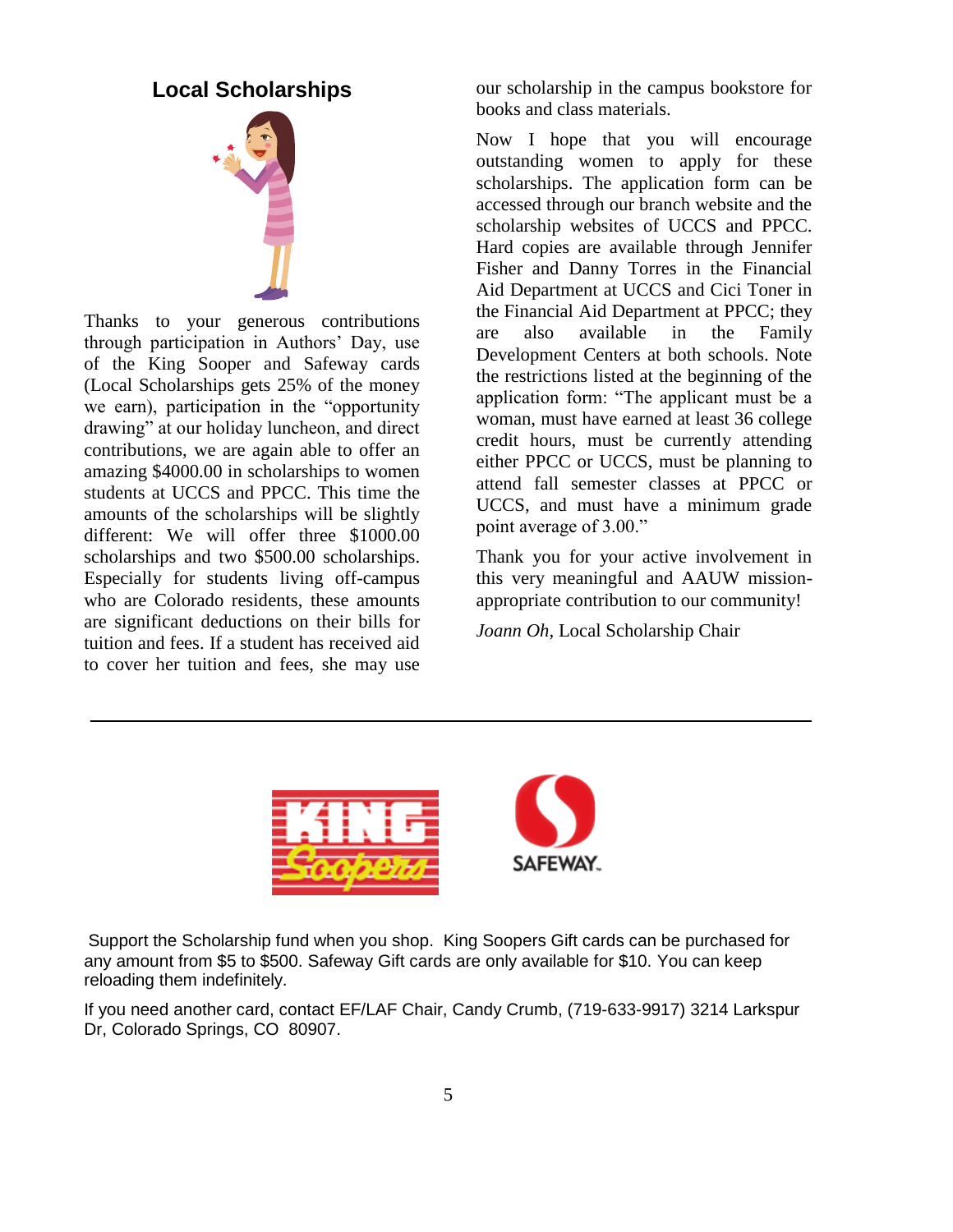## Local Scholarships

Thanks to your generous contributions through participation in Authors' Day, use of the King Sooper and Safeway cards (Local Scholarships gets 25% of the money we earn), participation in the "opportunity drawing" at our holiday luncheon, and direct contributions, we are again able to offer an amazing $4000.00 in scholarships to women students at UCCS and PPCC. This time the amounts of the scholarships will be slightly different: We will offer three $1000.00 scholarships and two $500.00 scholarships. Especially for students living off-campus who are Colorado residents, these amounts are significant deductions on their bills for tuition and fees. If a student has received aid to cover her tuition and fees, she may use our scholarship in the campus bookstore for books and class materials.

Now I hope that you will encourage outstanding women to apply for these scholarships. The application form can be accessed through our branch website and the scholarship websites of UCCS and PPCC. Hard copies are available through Jennifer Fisher and Danny Torres in the Financial Aid Department at UCCS and Cici Toner in the Financial Aid Department at PPCC; they are also available in the Family Development Centers at both schools. Note the restrictions listed at the beginning of the application form: "The applicant must be a woman, must have earned at least 36 college credit hours, must be currently attending either PPCC or UCCS, must be planning to attend fall semester classes at PPCC or UCCS, and must have a minimum grade point average of 3.00."

Thank you for your active involvement in this very meaningful and AAUW mission-appropriate contribution to our community!

*Joann Oh*, Local Scholarship Chair

---

Support the Scholarship fund when you shop. King Soopers Gift cards can be purchased for any amount from $5 to $500. Safeway Gift cards are only available for $10. You can keep reloading them indefinitely.

If you need another card, contact EF/LAF Chair, Candy Crumb, (719-633-9917) 3214 Larkspur Dr, Colorado Springs, CO 80907.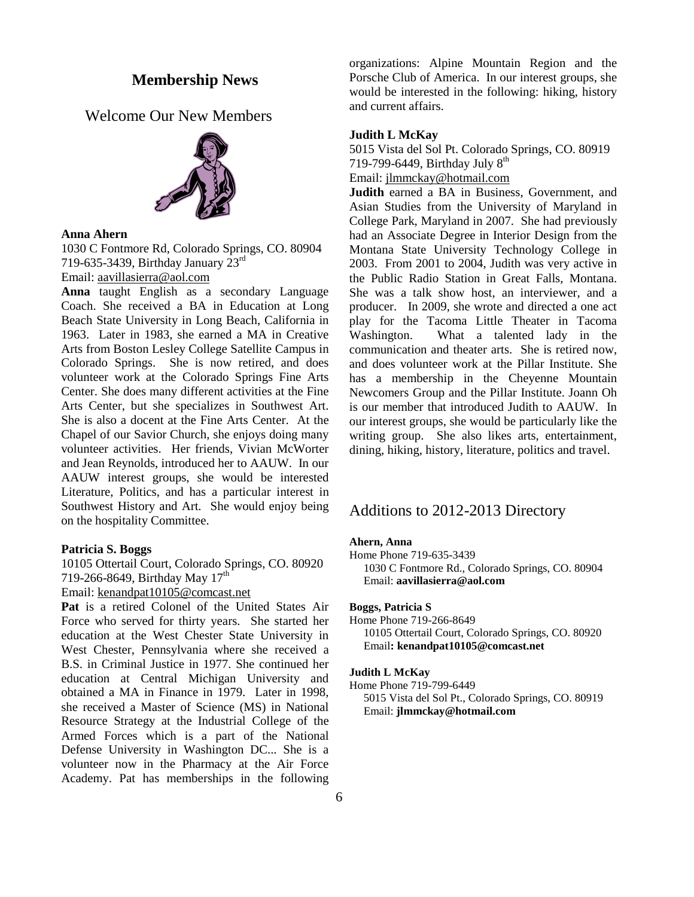## Membership News

### Welcome Our New Members

**Anna Ahern**

1030 C Fontmore Rd, Colorado Springs, CO. 80904
719-635-3439, Birthday January 23rd
Email: aavillasierra@aol.com

**Anna** taught English as a secondary Language Coach. She received a BA in Education at Long Beach State University in Long Beach, California in 1963. Later in 1983, she earned a MA in Creative Arts from Boston Lesley College Satellite Campus in Colorado Springs. She is now retired, and does volunteer work at the Colorado Springs Fine Arts Center. She does many different activities at the Fine Arts Center, but she specializes in Southwest Art. She is also a docent at the Fine Arts Center. At the Chapel of our Savior Church, she enjoys doing many volunteer activities. Her friends, Vivian McWorter and Jean Reynolds, introduced her to AAUW. In our AAUW interest groups, she would be interested Literature, Politics, and has a particular interest in Southwest History and Art. She would enjoy being on the hospitality Committee.

**Patricia S. Boggs**

10105 Ottertail Court, Colorado Springs, CO. 80920
719-266-8649, Birthday May 17th
Email: kenandpat10105@comcast.net

**Pat** is a retired Colonel of the United States Air Force who served for thirty years. She started her education at the West Chester State University in West Chester, Pennsylvania where she received a B.S. in Criminal Justice in 1977. She continued her education at Central Michigan University and obtained a MA in Finance in 1979. Later in 1998, she received a Master of Science (MS) in National Resource Strategy at the Industrial College of the Armed Forces which is a part of the National Defense University in Washington DC... She is a volunteer now in the Pharmacy at the Air Force Academy. Pat has memberships in the following organizations: Alpine Mountain Region and the Porsche Club of America. In our interest groups, she would be interested in the following: hiking, history and current affairs.

**Judith L McKay**

5015 Vista del Sol Pt. Colorado Springs, CO. 80919
719-799-6449, Birthday July 8th
Email: jlmmckay@hotmail.com

**Judith** earned a BA in Business, Government, and Asian Studies from the University of Maryland in College Park, Maryland in 2007. She had previously had an Associate Degree in Interior Design from the Montana State University Technology College in 2003. From 2001 to 2004, Judith was very active in the Public Radio Station in Great Falls, Montana. She was a talk show host, an interviewer, and a producer. In 2009, she wrote and directed a one act play for the Tacoma Little Theater in Tacoma Washington. What a talented lady in the communication and theater arts. She is retired now, and does volunteer work at the Pillar Institute. She has a membership in the Cheyenne Mountain Newcomers Group and the Pillar Institute. Joann Oh is our member that introduced Judith to AAUW. In our interest groups, she would be particularly like the writing group. She also likes arts, entertainment, dining, hiking, history, literature, politics and travel.

### Additions to 2012-2013 Directory

**Ahern, Anna**
Home Phone 719-635-3439
1030 C Fontmore Rd., Colorado Springs, CO. 80904
Email: **aavillasierra@aol.com**

**Boggs, Patricia S**
Home Phone 719-266-8649
10105 Ottertail Court, Colorado Springs, CO. 80920
Email**: kenandpat10105@comcast.net**

**Judith L McKay**
Home Phone 719-799-6449
5015 Vista del Sol Pt., Colorado Springs, CO. 80919
Email: **jlmmckay@hotmail.com**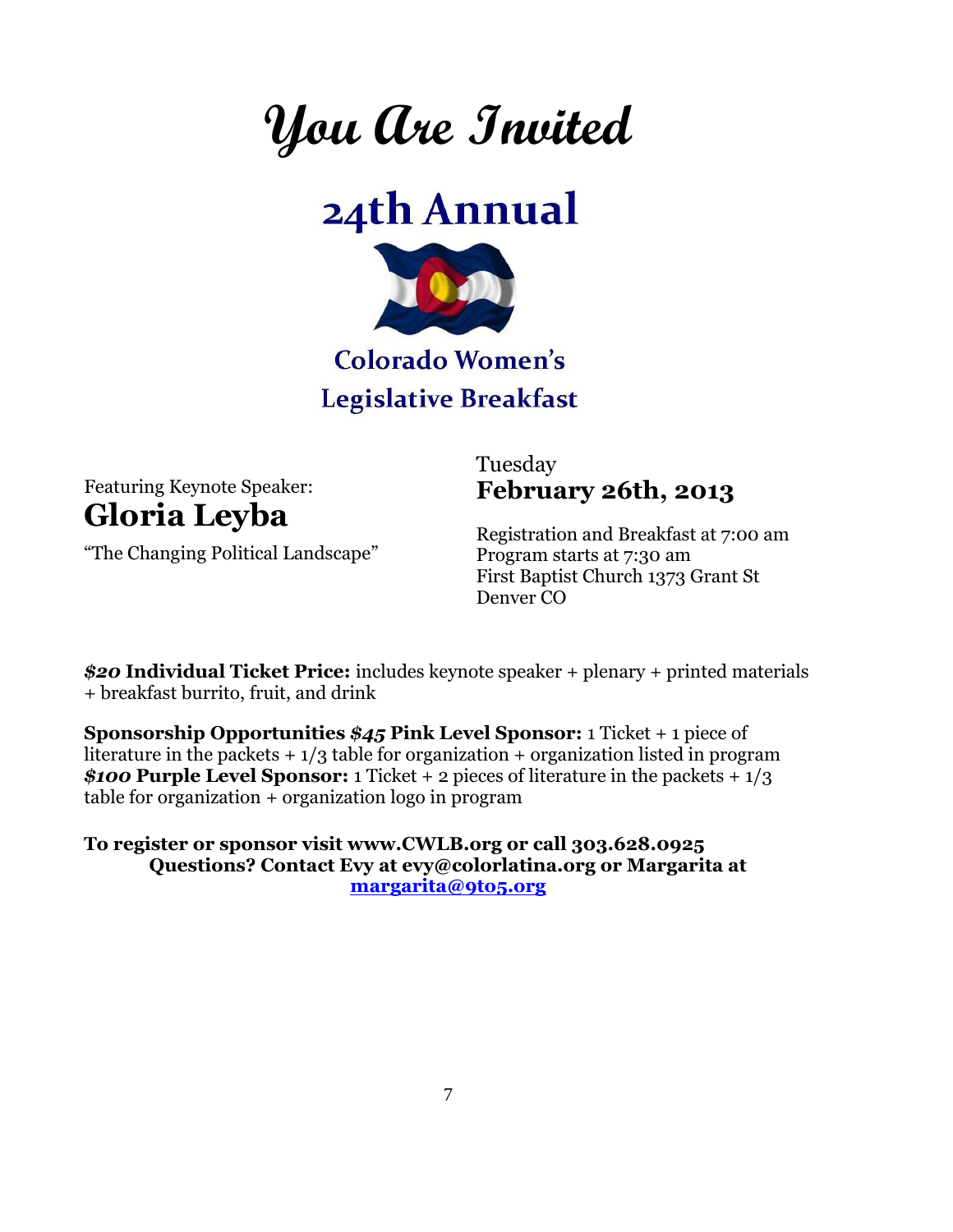# You Are Invited

## 24th Annual

## Colorado Women's Legislative Breakfast

Featuring Keynote Speaker:

**Gloria Leyba**

"The Changing Political Landscape"

Tuesday

**February 26th, 2013**

Registration and Breakfast at 7:00 am
Program starts at 7:30 am
First Baptist Church 1373 Grant St
Denver CO

***$20* Individual Ticket Price:** includes keynote speaker + plenary + printed materials + breakfast burrito, fruit, and drink

**Sponsorship Opportunities *$45* Pink Level Sponsor:** 1 Ticket + 1 piece of literature in the packets + 1/3 table for organization + organization listed in program
***$100* Purple Level Sponsor:** 1 Ticket + 2 pieces of literature in the packets + 1/3 table for organization + organization logo in program

**To register or sponsor visit www.CWLB.org or call 303.628.0925**
**Questions? Contact Evy at evy@colorlatina.org or Margarita at margarita@9to5.org**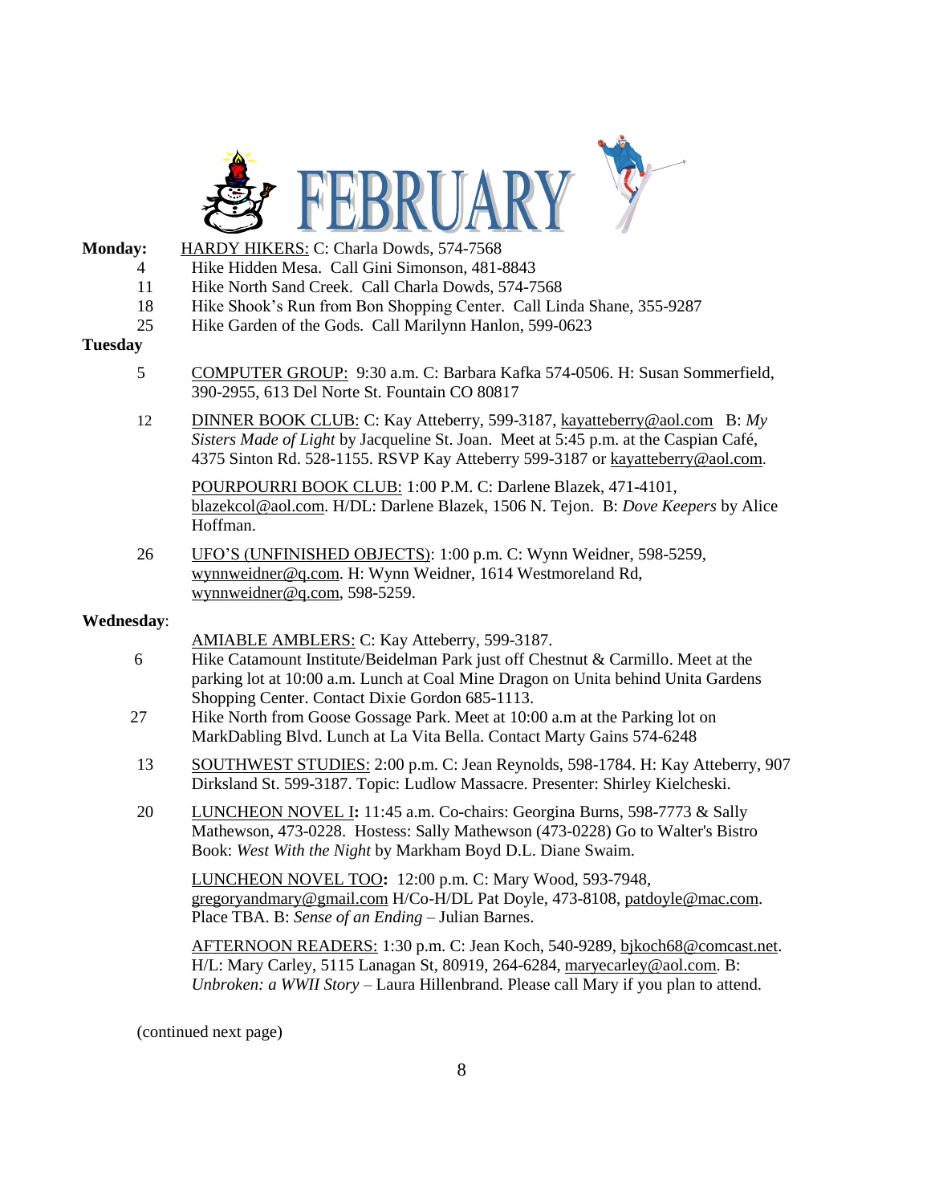# FEBRUARY

**Monday:** <u>HARDY HIKERS:</u> C: Charla Dowds, 574-7568

- 4 Hike Hidden Mesa. Call Gini Simonson, 481-8843
- 11 Hike North Sand Creek. Call Charla Dowds, 574-7568
- 18 Hike Shook's Run from Bon Shopping Center. Call Linda Shane, 355-9287
- 25 Hike Garden of the Gods. Call Marilynn Hanlon, 599-0623

**Tuesday**

5 <u>COMPUTER GROUP:</u> 9:30 a.m. C: Barbara Kafka 574-0506. H: Susan Sommerfield, 390-2955, 613 Del Norte St. Fountain CO 80817

12 <u>DINNER BOOK CLUB:</u> C: Kay Atteberry, 599-3187, kayatteberry@aol.com B: *My Sisters Made of Light* by Jacqueline St. Joan. Meet at 5:45 p.m. at the Caspian Café, 4375 Sinton Rd. 528-1155. RSVP Kay Atteberry 599-3187 or kayatteberry@aol.com.

<u>POURPOURRI BOOK CLUB:</u> 1:00 P.M. C: Darlene Blazek, 471-4101, blazekcol@aol.com. H/DL: Darlene Blazek, 1506 N. Tejon. B: *Dove Keepers* by Alice Hoffman.

26 <u>UFO'S (UNFINISHED OBJECTS)</u>: 1:00 p.m. C: Wynn Weidner, 598-5259, wynnweidner@q.com. H: Wynn Weidner, 1614 Westmoreland Rd, wynnweidner@q.com, 598-5259.

**Wednesday**:

<u>AMIABLE AMBLERS:</u> C: Kay Atteberry, 599-3187.

- 6 Hike Catamount Institute/Beidelman Park just off Chestnut & Carmillo. Meet at the parking lot at 10:00 a.m. Lunch at Coal Mine Dragon on Unita behind Unita Gardens Shopping Center. Contact Dixie Gordon 685-1113.
- 27 Hike North from Goose Gossage Park. Meet at 10:00 a.m at the Parking lot on MarkDabling Blvd. Lunch at La Vita Bella. Contact Marty Gains 574-6248

13 <u>SOUTHWEST STUDIES:</u> 2:00 p.m. C: Jean Reynolds, 598-1784. H: Kay Atteberry, 907 Dirksland St. 599-3187. Topic: Ludlow Massacre. Presenter: Shirley Kielcheski.

20 <u>LUNCHEON NOVEL I</u>**:** 11:45 a.m. Co-chairs: Georgina Burns, 598-7773 & Sally Mathewson, 473-0228. Hostess: Sally Mathewson (473-0228) Go to Walter's Bistro Book: *West With the Night* by Markham Boyd D.L. Diane Swaim.

<u>LUNCHEON NOVEL TOO</u>**:** 12:00 p.m. C: Mary Wood, 593-7948, gregoryandmary@gmail.com H/Co-H/DL Pat Doyle, 473-8108, patdoyle@mac.com. Place TBA. B: *Sense of an Ending* – Julian Barnes.

<u>AFTERNOON READERS:</u> 1:30 p.m. C: Jean Koch, 540-9289, bjkoch68@comcast.net. H/L: Mary Carley, 5115 Lanagan St, 80919, 264-6284, maryecarley@aol.com. B: *Unbroken: a WWII Story* – Laura Hillenbrand. Please call Mary if you plan to attend.

(continued next page)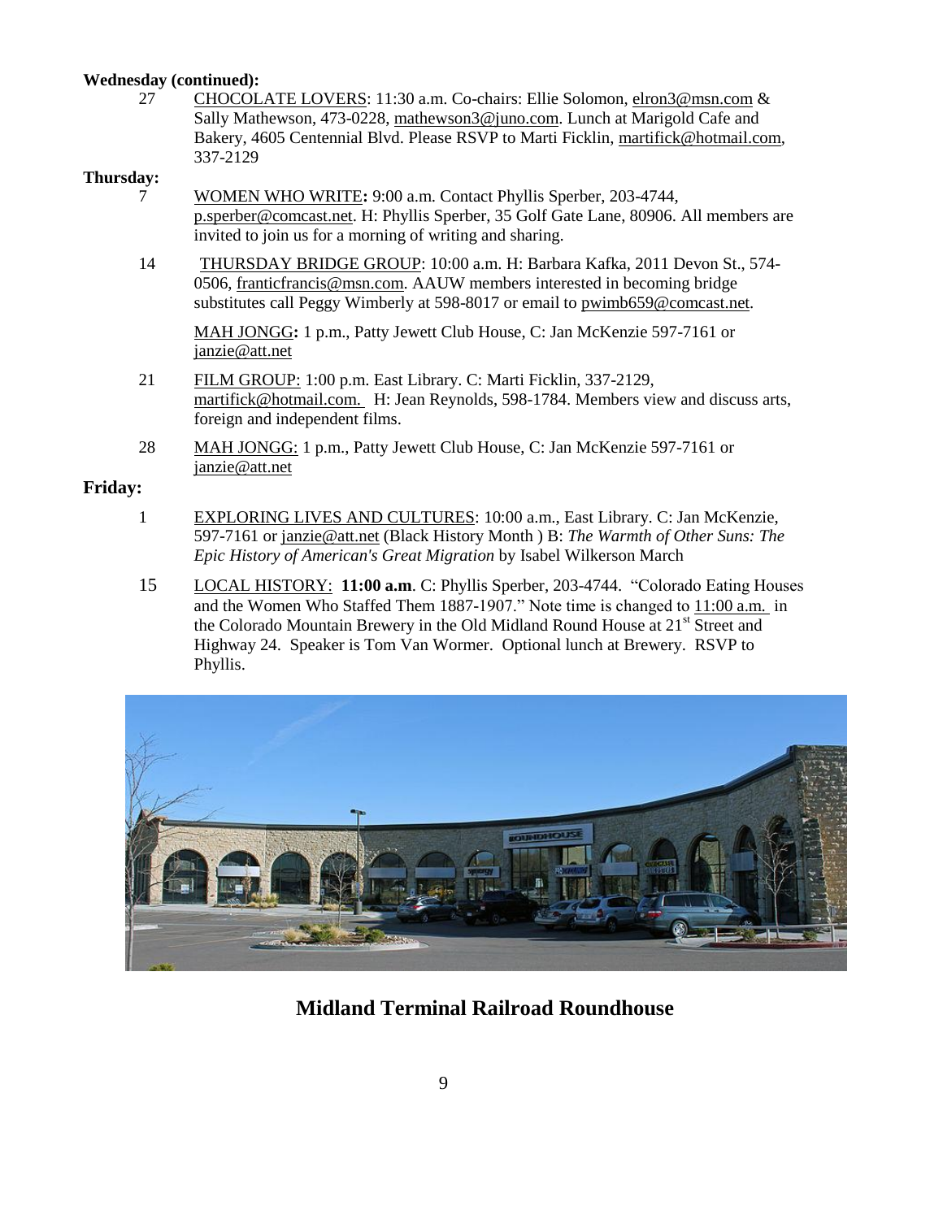**Wednesday (continued):**

27 CHOCOLATE LOVERS: 11:30 a.m. Co-chairs: Ellie Solomon, elron3@msn.com & Sally Mathewson, 473-0228, mathewson3@juno.com. Lunch at Marigold Cafe and Bakery, 4605 Centennial Blvd. Please RSVP to Marti Ficklin, martifick@hotmail.com, 337-2129

**Thursday:**

7 WOMEN WHO WRITE**:** 9:00 a.m. Contact Phyllis Sperber, 203-4744, p.sperber@comcast.net. H: Phyllis Sperber, 35 Golf Gate Lane, 80906. All members are invited to join us for a morning of writing and sharing.

14 THURSDAY BRIDGE GROUP: 10:00 a.m. H: Barbara Kafka, 2011 Devon St., 574-0506, franticfrancis@msn.com. AAUW members interested in becoming bridge substitutes call Peggy Wimberly at 598-8017 or email to pwimb659@comcast.net.

MAH JONGG**:** 1 p.m., Patty Jewett Club House, C: Jan McKenzie 597-7161 or janzie@att.net

21 FILM GROUP: 1:00 p.m. East Library. C: Marti Ficklin, 337-2129, martifick@hotmail.com. H: Jean Reynolds, 598-1784. Members view and discuss arts, foreign and independent films.

28 MAH JONGG: 1 p.m., Patty Jewett Club House, C: Jan McKenzie 597-7161 or janzie@att.net

**Friday:**

1 EXPLORING LIVES AND CULTURES: 10:00 a.m., East Library. C: Jan McKenzie, 597-7161 or janzie@att.net (Black History Month ) B: *The Warmth of Other Suns: The Epic History of American's Great Migration* by Isabel Wilkerson March

15 LOCAL HISTORY: **11:00 a.m**. C: Phyllis Sperber, 203-4744. "Colorado Eating Houses and the Women Who Staffed Them 1887-1907." Note time is changed to 11:00 a.m. in the Colorado Mountain Brewery in the Old Midland Round House at 21st Street and Highway 24. Speaker is Tom Van Wormer. Optional lunch at Brewery. RSVP to Phyllis.

**Midland Terminal Railroad Roundhouse**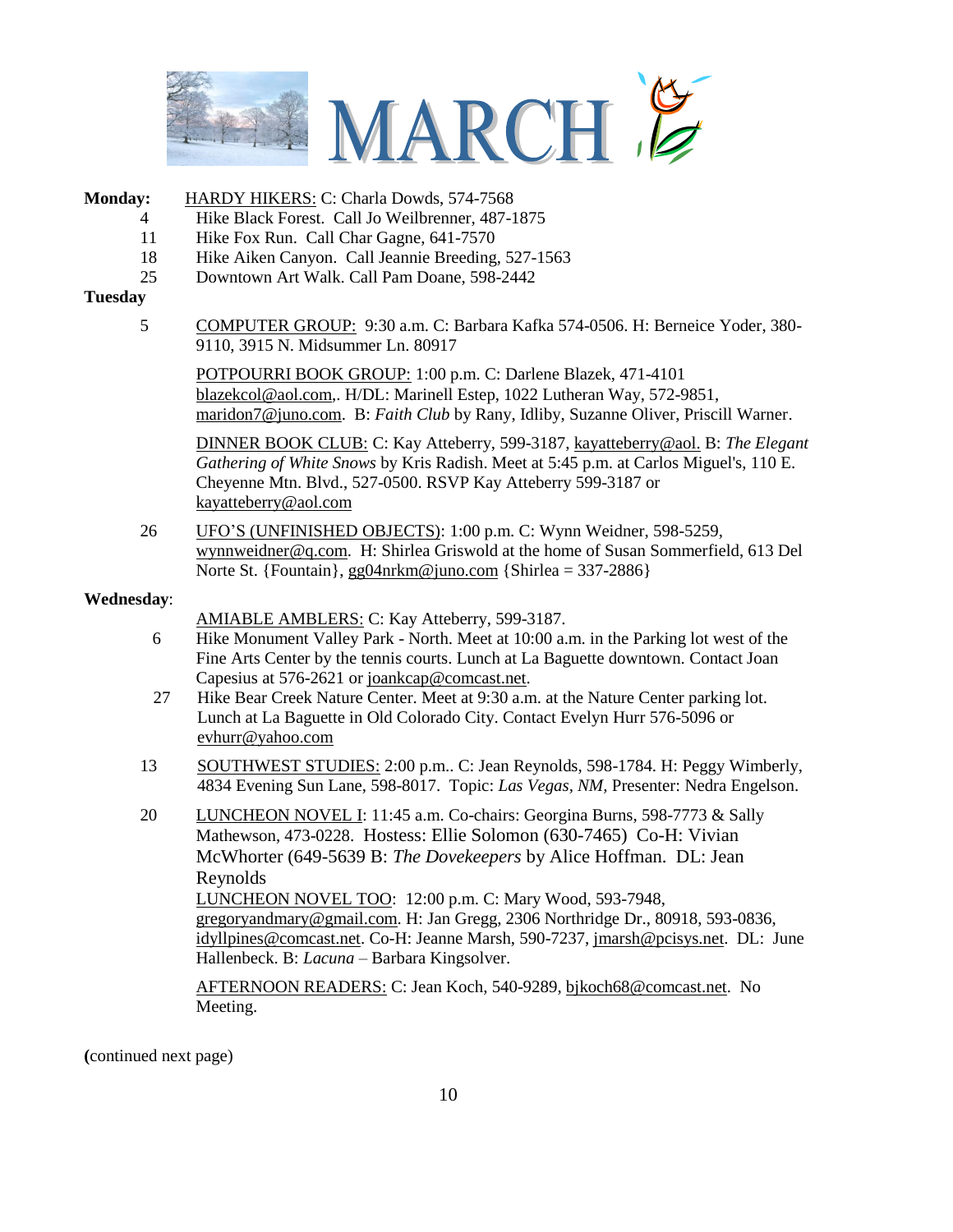# MARCH

**Monday:** HARDY HIKERS: C: Charla Dowds, 574-7568

- 4 — Hike Black Forest. Call Jo Weilbrenner, 487-1875
- 11 — Hike Fox Run. Call Char Gagne, 641-7570
- 18 — Hike Aiken Canyon. Call Jeannie Breeding, 527-1563
- 25 — Downtown Art Walk. Call Pam Doane, 598-2442

**Tuesday**

5 — COMPUTER GROUP: 9:30 a.m. C: Barbara Kafka 574-0506. H: Berneice Yoder, 380-9110, 3915 N. Midsummer Ln. 80917

POTPOURRI BOOK GROUP: 1:00 p.m. C: Darlene Blazek, 471-4101 blazekcol@aol.com,. H/DL: Marinell Estep, 1022 Lutheran Way, 572-9851, maridon7@juno.com. B: *Faith Club* by Rany, Idliby, Suzanne Oliver, Priscill Warner.

DINNER BOOK CLUB: C: Kay Atteberry, 599-3187, kayatteberry@aol. B: *The Elegant Gathering of White Snows* by Kris Radish. Meet at 5:45 p.m. at Carlos Miguel's, 110 E. Cheyenne Mtn. Blvd., 527-0500. RSVP Kay Atteberry 599-3187 or kayatteberry@aol.com

26 — UFO'S (UNFINISHED OBJECTS): 1:00 p.m. C: Wynn Weidner, 598-5259, wynnweidner@q.com. H: Shirlea Griswold at the home of Susan Sommerfield, 613 Del Norte St. {Fountain}, gg04nrkm@juno.com {Shirlea = 337-2886}

**Wednesday**:

AMIABLE AMBLERS: C: Kay Atteberry, 599-3187.

6 — Hike Monument Valley Park - North. Meet at 10:00 a.m. in the Parking lot west of the Fine Arts Center by the tennis courts. Lunch at La Baguette downtown. Contact Joan Capesius at 576-2621 or joankcap@comcast.net.

27 — Hike Bear Creek Nature Center. Meet at 9:30 a.m. at the Nature Center parking lot. Lunch at La Baguette in Old Colorado City. Contact Evelyn Hurr 576-5096 or evhurr@yahoo.com

13 — SOUTHWEST STUDIES: 2:00 p.m.. C: Jean Reynolds, 598-1784. H: Peggy Wimberly, 4834 Evening Sun Lane, 598-8017. Topic: *Las Vegas, NM,* Presenter: Nedra Engelson.

20 — LUNCHEON NOVEL I: 11:45 a.m. Co-chairs: Georgina Burns, 598-7773 & Sally Mathewson, 473-0228. Hostess: Ellie Solomon (630-7465) Co-H: Vivian McWhorter (649-5639 B: *The Dovekeepers* by Alice Hoffman. DL: Jean Reynolds

LUNCHEON NOVEL TOO: 12:00 p.m. C: Mary Wood, 593-7948, gregoryandmary@gmail.com. H: Jan Gregg, 2306 Northridge Dr., 80918, 593-0836, idyllpines@comcast.net. Co-H: Jeanne Marsh, 590-7237, jmarsh@pcisys.net. DL: June Hallenbeck. B: *Lacuna* – Barbara Kingsolver.

AFTERNOON READERS: C: Jean Koch, 540-9289, bjkoch68@comcast.net. No Meeting.

**(**continued next page)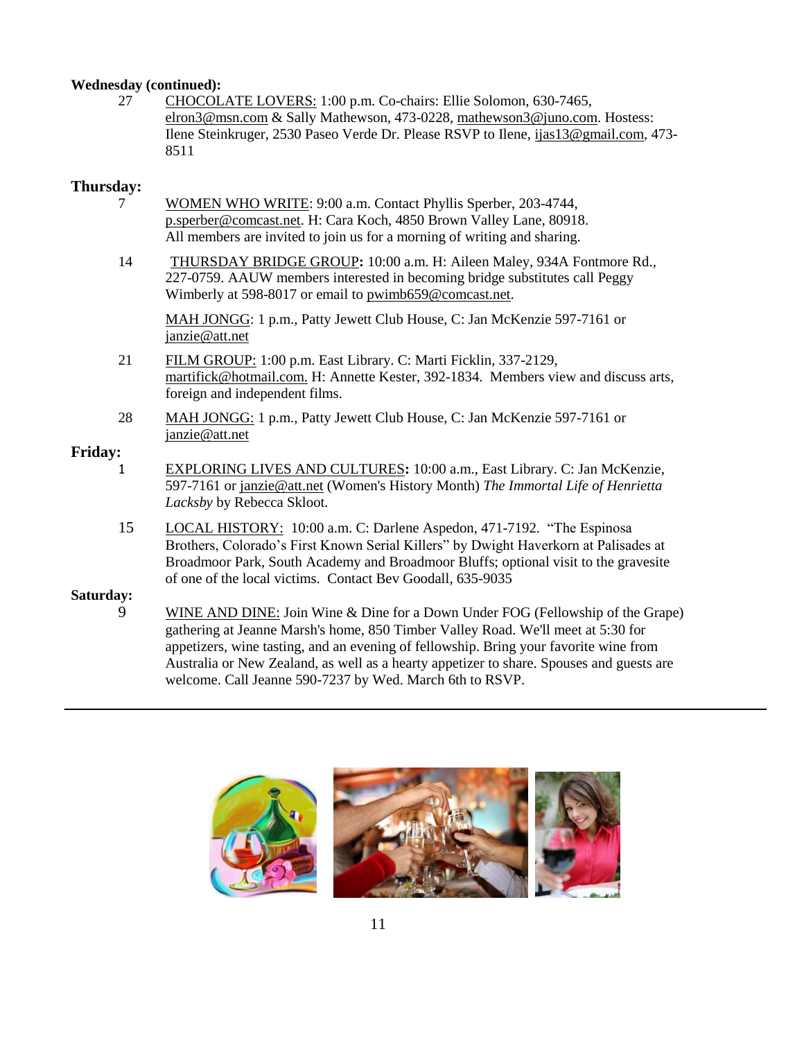**Wednesday (continued):**

27 CHOCOLATE LOVERS: 1:00 p.m. Co-chairs: Ellie Solomon, 630-7465, elron3@msn.com & Sally Mathewson, 473-0228, mathewson3@juno.com. Hostess: Ilene Steinkruger, 2530 Paseo Verde Dr. Please RSVP to Ilene, ijas13@gmail.com, 473-8511

**Thursday:**

7 WOMEN WHO WRITE: 9:00 a.m. Contact Phyllis Sperber, 203-4744, p.sperber@comcast.net. H: Cara Koch, 4850 Brown Valley Lane, 80918. All members are invited to join us for a morning of writing and sharing.

14 THURSDAY BRIDGE GROUP**:** 10:00 a.m. H: Aileen Maley, 934A Fontmore Rd., 227-0759. AAUW members interested in becoming bridge substitutes call Peggy Wimberly at 598-8017 or email to pwimb659@comcast.net.

MAH JONGG: 1 p.m., Patty Jewett Club House, C: Jan McKenzie 597-7161 or janzie@att.net

21 FILM GROUP: 1:00 p.m. East Library. C: Marti Ficklin, 337-2129, martifick@hotmail.com. H: Annette Kester, 392-1834. Members view and discuss arts, foreign and independent films.

28 MAH JONGG: 1 p.m., Patty Jewett Club House, C: Jan McKenzie 597-7161 or janzie@att.net

**Friday:**

1 EXPLORING LIVES AND CULTURES**:** 10:00 a.m., East Library. C: Jan McKenzie, 597-7161 or janzie@att.net (Women's History Month) *The Immortal Life of Henrietta Lacksby* by Rebecca Skloot.

15 LOCAL HISTORY: 10:00 a.m. C: Darlene Aspedon, 471-7192. "The Espinosa Brothers, Colorado's First Known Serial Killers" by Dwight Haverkorn at Palisades at Broadmoor Park, South Academy and Broadmoor Bluffs; optional visit to the gravesite of one of the local victims. Contact Bev Goodall, 635-9035

**Saturday:**

9 WINE AND DINE: Join Wine & Dine for a Down Under FOG (Fellowship of the Grape) gathering at Jeanne Marsh's home, 850 Timber Valley Road. We'll meet at 5:30 for appetizers, wine tasting, and an evening of fellowship. Bring your favorite wine from Australia or New Zealand, as well as a hearty appetizer to share. Spouses and guests are welcome. Call Jeanne 590-7237 by Wed. March 6th to RSVP.

---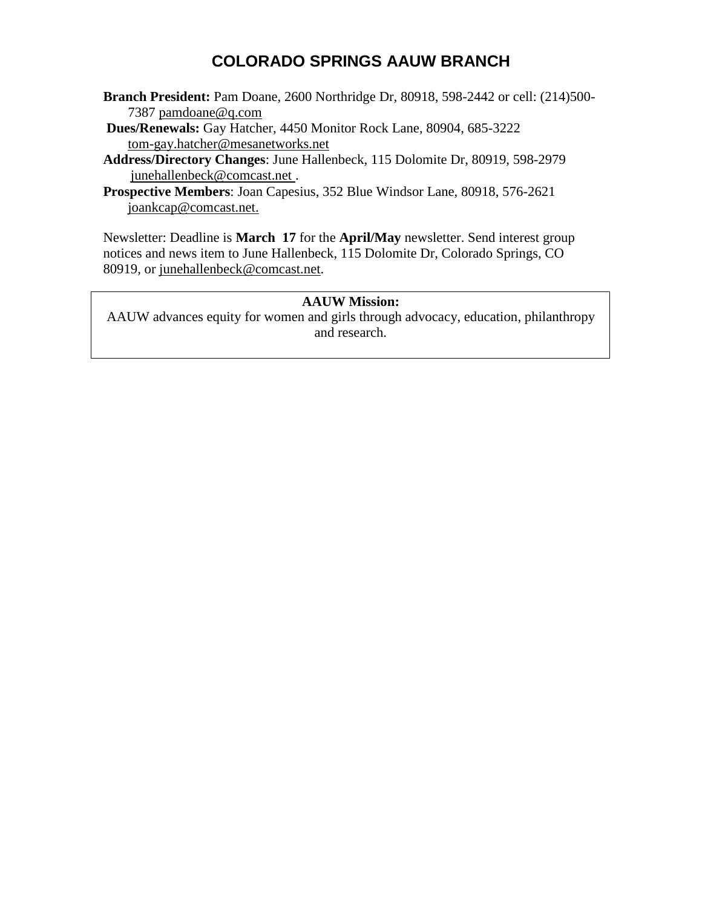# COLORADO SPRINGS AAUW BRANCH

**Branch President:** Pam Doane, 2600 Northridge Dr, 80918, 598-2442 or cell: (214)500-7387 pamdoane@q.com

**Dues/Renewals:** Gay Hatcher, 4450 Monitor Rock Lane, 80904, 685-3222 tom-gay.hatcher@mesanetworks.net

**Address/Directory Changes**: June Hallenbeck, 115 Dolomite Dr, 80919, 598-2979 junehallenbeck@comcast.net .

**Prospective Members**: Joan Capesius, 352 Blue Windsor Lane, 80918, 576-2621 joankcap@comcast.net.

Newsletter: Deadline is **March 17** for the **April/May** newsletter. Send interest group notices and news item to June Hallenbeck, 115 Dolomite Dr, Colorado Springs, CO 80919, or junehallenbeck@comcast.net.

**AAUW Mission:**

AAUW advances equity for women and girls through advocacy, education, philanthropy and research.